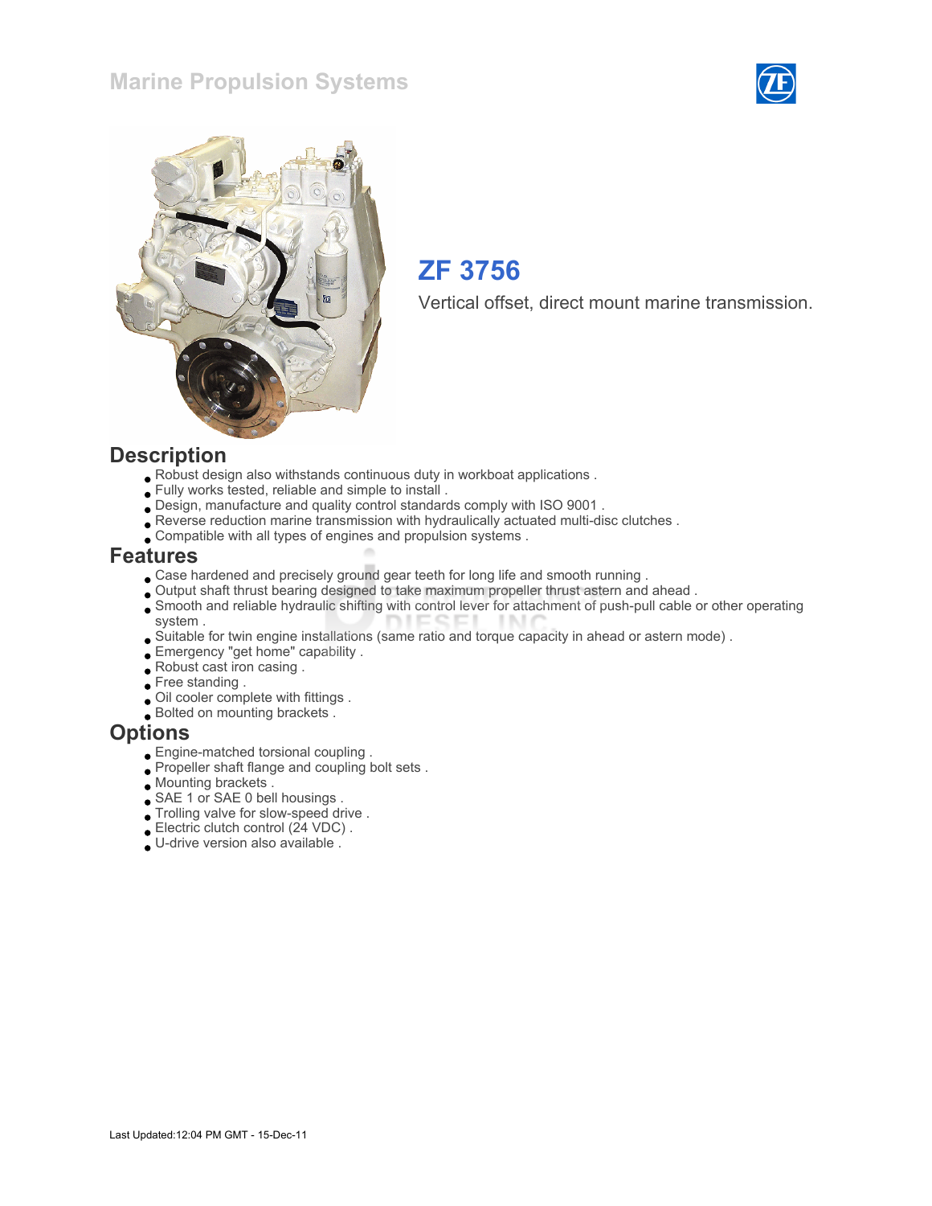# Marine Propulsion Systems

## ZF 3756

Vertical offset, direct mount marine transmission.

## Description

- Robust design also withstands continuous duty in workboat applications .
- Fully works tested, reliable and simple to install .
- Design, manufacture and quality control standards comply with ISO 9001 .
- Reverse reduction marine transmission with hydraulically actuated multi-disc clutches .
- Compatible with all types of engines and propulsion systems .

## Features

- Case hardened and precisely ground gear teeth for long life and smooth running .
- Output shaft thrust bearing designed to take maximum propeller thrust astern and ahead .
- Smooth and reliable hydraulic shifting with control lever for attachment of push-pull cable or other operating system .
- Suitable for twin engine installations (same ratio and torque capacity in ahead or astern mode) .
- Emergency "get home" capability .
- Robust cast iron casing .
- Free standing .
- Oil cooler complete with fittings .
- Bolted on mounting brackets .

## Options

- Engine-matched torsional coupling .
- Propeller shaft flange and coupling bolt sets .
- Mounting brackets .
- SAE 1 or SAE 0 bell housings .
- Trolling valve for slow-speed drive .
- Electric clutch control (24 VDC) .
- U-drive version also available .

Last Updated:12:04 PM GMT - 15-Dec-11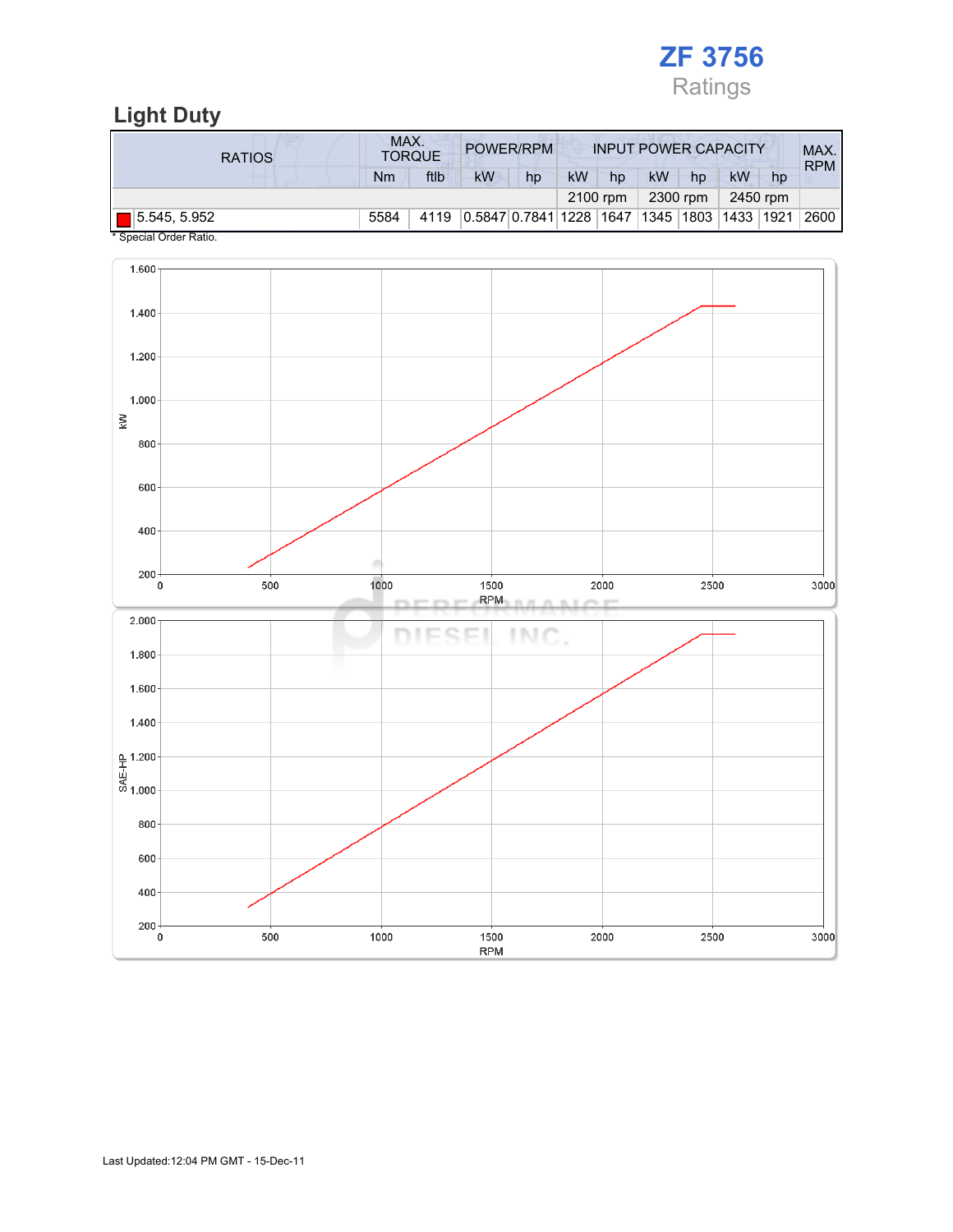# ZF 3756

Ratings

## Light Duty

| RATIOS | MAX. TORQUE | | POWER/RPM | | INPUT POWER CAPACITY | | | | | | MAX. RPM |
|---|---|---|---|---|---|---|---|---|---|---|---|
| | Nm | ftlb | kW | hp | kW | hp | kW | hp | kW | hp | |
| | | | | | 2100 rpm | | 2300 rpm | | 2450 rpm | | |
| 5.545, 5.952 | 5584 | 4119 | 0.5847 | 0.7841 | 1228 | 1647 | 1345 | 1803 | 1433 | 1921 | 2600 |

* Special Order Ratio.

Last Updated:12:04 PM GMT - 15-Dec-11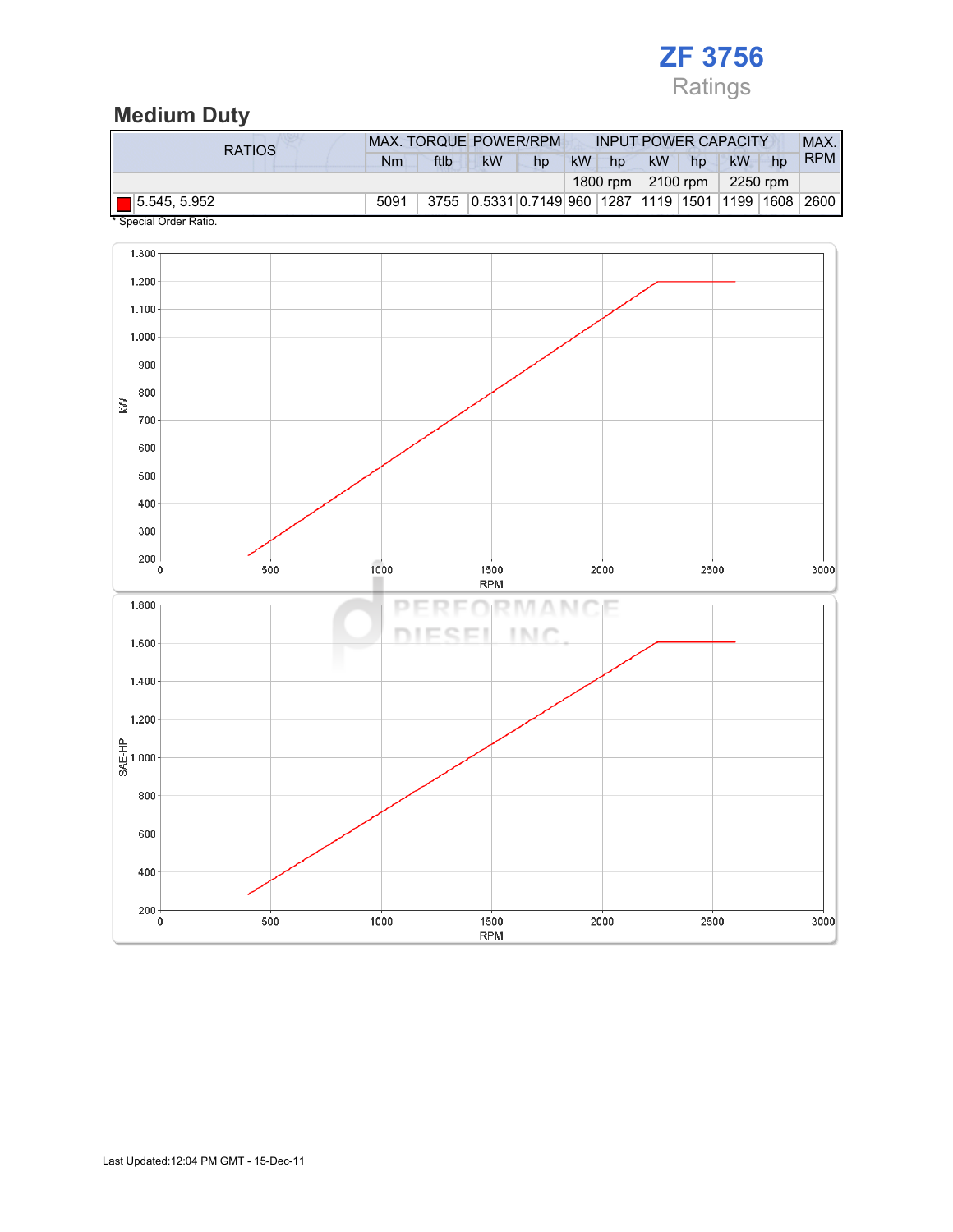# ZF 3756

Ratings

## Medium Duty

| RATIOS | MAX. TORQUE | | POWER/RPM | | INPUT POWER CAPACITY | | | | | | MAX. RPM |
|---|---|---|---|---|---|---|---|---|---|---|---|
| | Nm | ftlb | kW | hp | kW | hp | kW | hp | kW | hp | |
| | | | | | 1800 rpm | | 2100 rpm | | 2250 rpm | | |
| 5.545, 5.952 | 5091 | 3755 | 0.5331 | 0.7149 | 960 | 1287 | 1119 | 1501 | 1199 | 1608 | 2600 |

* Special Order Ratio.

Last Updated:12:04 PM GMT - 15-Dec-11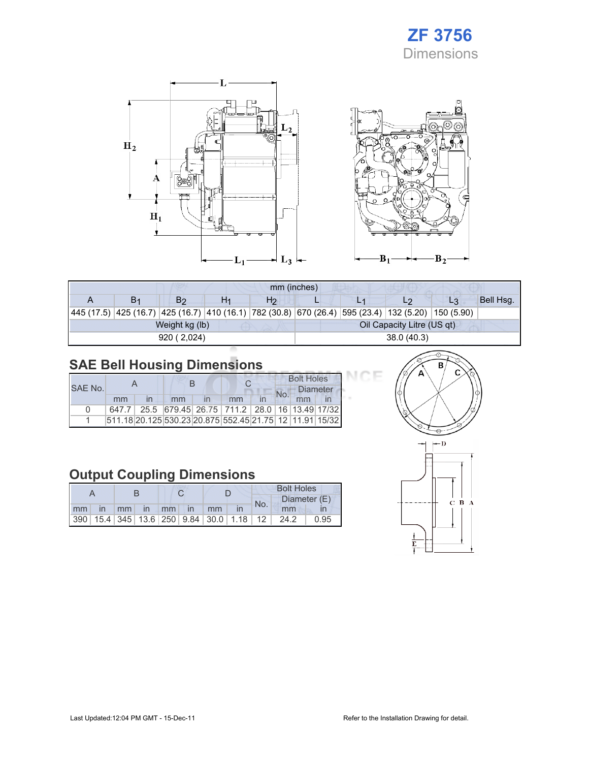# ZF 3756

## Dimensions

| mm (inches) | | | | | | | | | |
|---|---|---|---|---|---|---|---|---|---|
| A | $B_1$ | $B_2$ | $H_1$ | $H_2$ | L | $L_1$ | $L_2$ | $L_3$ | Bell Hsg. |
| 445 (17.5) | 425 (16.7) | 425 (16.7) | 410 (16.1) | 782 (30.8) | 670 (26.4) | 595 (23.4) | 132 (5.20) | 150 (5.90) | |

| Weight kg (lb) | Oil Capacity Litre (US qt) |
|---|---|
| 920 ( 2,024) | 38.0 (40.3) |

## SAE Bell Housing Dimensions

| SAE No. | A | | B | | C | | Bolt Holes | | |
|---|---|---|---|---|---|---|---|---|---|
| | | | | | | | No. | Diameter | |
| | mm | in | mm | in | mm | in | | mm | in |
| 0 | 647.7 | 25.5 | 679.45 | 26.75 | 711.2 | 28.0 | 16 | 13.49 | 17/32 |
| 1 | 511.18 | 20.125 | 530.23 | 20.875 | 552.45 | 21.75 | 12 | 11.91 | 15/32 |

## Output Coupling Dimensions

| A | | B | | C | | D | | Bolt Holes | | |
|---|---|---|---|---|---|---|---|---|---|---|
| | | | | | | | | No. | Diameter (E) | |
| mm | in | mm | in | mm | in | mm | in | | mm | in |
| 390 | 15.4 | 345 | 13.6 | 250 | 9.84 | 30.0 | 1.18 | 12 | 24.2 | 0.95 |

Last Updated:12:04 PM GMT - 15-Dec-11

Refer to the Installation Drawing for detail.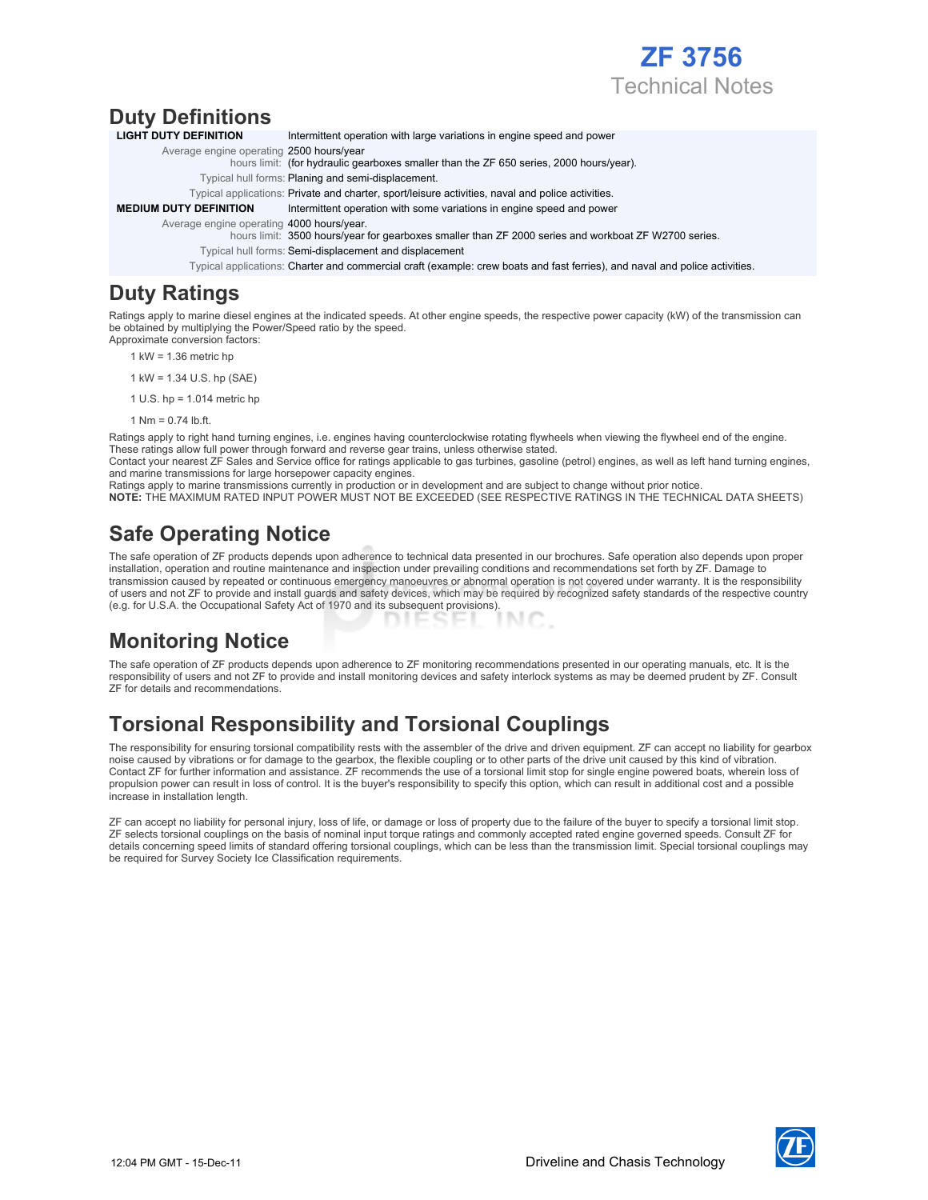# ZF 3756

Technical Notes

## Duty Definitions

| | |
|---|---|
| **LIGHT DUTY DEFINITION** | Intermittent operation with large variations in engine speed and power |
| Average engine operating hours limit: | 2500 hours/year (for hydraulic gearboxes smaller than the ZF 650 series, 2000 hours/year). |
| Typical hull forms: | Planing and semi-displacement. |
| Typical applications: | Private and charter, sport/leisure activities, naval and police activities. |
| **MEDIUM DUTY DEFINITION** | Intermittent operation with some variations in engine speed and power |
| Average engine operating hours limit: | 4000 hours/year. 3500 hours/year for gearboxes smaller than ZF 2000 series and workboat ZF W2700 series. |
| Typical hull forms: | Semi-displacement and displacement |
| Typical applications: | Charter and commercial craft (example: crew boats and fast ferries), and naval and police activities. |

## Duty Ratings

Ratings apply to marine diesel engines at the indicated speeds. At other engine speeds, the respective power capacity (kW) of the transmission can be obtained by multiplying the Power/Speed ratio by the speed.
Approximate conversion factors:

1 kW = 1.36 metric hp

1 kW = 1.34 U.S. hp (SAE)

1 U.S. hp = 1.014 metric hp

1 Nm = 0.74 lb.ft.

Ratings apply to right hand turning engines, i.e. engines having counterclockwise rotating flywheels when viewing the flywheel end of the engine. These ratings allow full power through forward and reverse gear trains, unless otherwise stated.
Contact your nearest ZF Sales and Service office for ratings applicable to gas turbines, gasoline (petrol) engines, as well as left hand turning engines, and marine transmissions for large horsepower capacity engines.
Ratings apply to marine transmissions currently in production or in development and are subject to change without prior notice.
**NOTE:** THE MAXIMUM RATED INPUT POWER MUST NOT BE EXCEEDED (SEE RESPECTIVE RATINGS IN THE TECHNICAL DATA SHEETS)

## Safe Operating Notice

The safe operation of ZF products depends upon adherence to technical data presented in our brochures. Safe operation also depends upon proper installation, operation and routine maintenance and inspection under prevailing conditions and recommendations set forth by ZF. Damage to transmission caused by repeated or continuous emergency manoeuvres or abnormal operation is not covered under warranty. It is the responsibility of users and not ZF to provide and install guards and safety devices, which may be required by recognized safety standards of the respective country (e.g. for U.S.A. the Occupational Safety Act of 1970 and its subsequent provisions).

## Monitoring Notice

The safe operation of ZF products depends upon adherence to ZF monitoring recommendations presented in our operating manuals, etc. It is the responsibility of users and not ZF to provide and install monitoring devices and safety interlock systems as may be deemed prudent by ZF. Consult ZF for details and recommendations.

## Torsional Responsibility and Torsional Couplings

The responsibility for ensuring torsional compatibility rests with the assembler of the drive and driven equipment. ZF can accept no liability for gearbox noise caused by vibrations or for damage to the gearbox, the flexible coupling or to other parts of the drive unit caused by this kind of vibration. Contact ZF for further information and assistance. ZF recommends the use of a torsional limit stop for single engine powered boats, wherein loss of propulsion power can result in loss of control. It is the buyer's responsibility to specify this option, which can result in additional cost and a possible increase in installation length.

ZF can accept no liability for personal injury, loss of life, or damage or loss of property due to the failure of the buyer to specify a torsional limit stop. ZF selects torsional couplings on the basis of nominal input torque ratings and commonly accepted rated engine governed speeds. Consult ZF for details concerning speed limits of standard offering torsional couplings, which can be less than the transmission limit. Special torsional couplings may be required for Survey Society Ice Classification requirements.

12:04 PM GMT - 15-Dec-11

Driveline and Chasis Technology